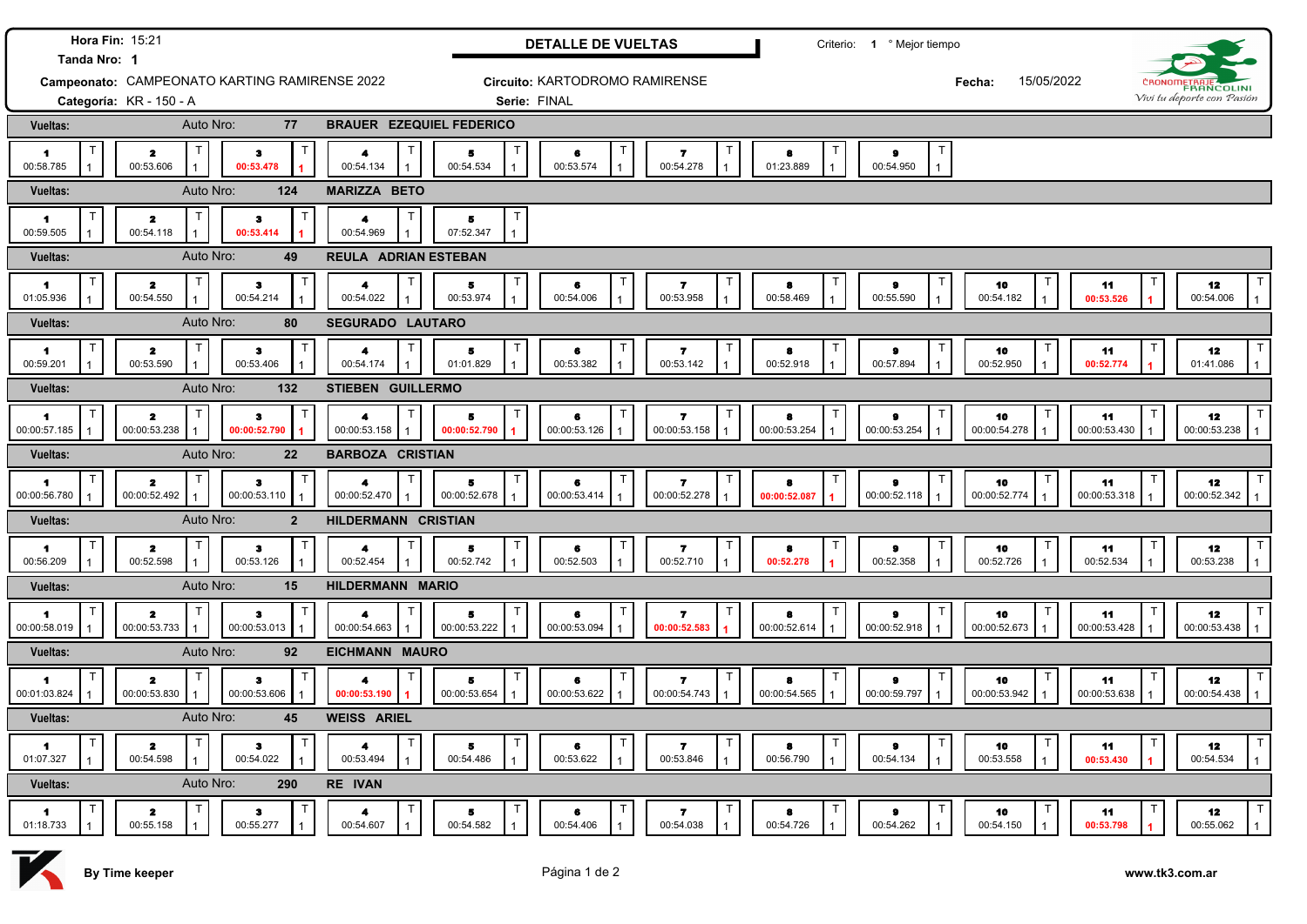**Hora Fin:** 15:21

**Tanda Nro:** 1

## DETALLE DE VUELTAS

Criterio: 1 ° Mejor tiempo

**Campeonato:** CAMPEONATO KARTING RAMIRENSE 2022

**Circuito:** KARTODROMO RAMIRENSE

**Fecha:** 15/05/2022

**Categoría:** KR - 150 - A

**Serie:** FINAL

CRONOMETRAJE FRANCOLINI — *Viví tu deporte con Pasión*

### Vueltas: Auto Nro: 77 — BRAUER EZEQUIEL FEDERICO

| 1 | 2 | 3 | 4 | 5 | 6 | 7 | 8 | 9 |
|---|---|---|---|---|---|---|---|---|
| 00:58.785 | 00:53.606 | **00:53.478** | 00:54.134 | 00:54.534 | 00:53.574 | 00:54.278 | 01:23.889 | 00:54.950 |

### Vueltas: Auto Nro: 124 — MARIZZA BETO

| 1 | 2 | 3 | 4 | 5 |
|---|---|---|---|---|
| 00:59.505 | 00:54.118 | **00:53.414** | 00:54.969 | 07:52.347 |

### Vueltas: Auto Nro: 49 — REULA ADRIAN ESTEBAN

| 1 | 2 | 3 | 4 | 5 | 6 | 7 | 8 | 9 | 10 | 11 | 12 |
|---|---|---|---|---|---|---|---|---|---|---|---|
| 01:05.936 | 00:54.550 | 00:54.214 | 00:54.022 | 00:53.974 | 00:54.006 | 00:53.958 | 00:58.469 | 00:55.590 | 00:54.182 | **00:53.526** | 00:54.006 |

### Vueltas: Auto Nro: 80 — SEGURADO LAUTARO

| 1 | 2 | 3 | 4 | 5 | 6 | 7 | 8 | 9 | 10 | 11 | 12 |
|---|---|---|---|---|---|---|---|---|---|---|---|
| 00:59.201 | 00:53.590 | 00:53.406 | 00:54.174 | 01:01.829 | 00:53.382 | 00:53.142 | 00:52.918 | 00:57.894 | 00:52.950 | **00:52.774** | 01:41.086 |

### Vueltas: Auto Nro: 132 — STIEBEN GUILLERMO

| 1 | 2 | 3 | 4 | 5 | 6 | 7 | 8 | 9 | 10 | 11 | 12 |
|---|---|---|---|---|---|---|---|---|---|---|---|
| 00:00:57.185 | 00:00:53.238 | **00:00:52.790** | 00:00:53.158 | **00:00:52.790** | 00:00:53.126 | 00:00:53.158 | 00:00:53.254 | 00:00:53.254 | 00:00:54.278 | 00:00:53.430 | 00:00:53.238 |

### Vueltas: Auto Nro: 22 — BARBOZA CRISTIAN

| 1 | 2 | 3 | 4 | 5 | 6 | 7 | 8 | 9 | 10 | 11 | 12 |
|---|---|---|---|---|---|---|---|---|---|---|---|
| 00:00:56.780 | 00:00:52.492 | 00:00:53.110 | 00:00:52.470 | 00:00:52.678 | 00:00:53.414 | 00:00:52.278 | **00:00:52.087** | 00:00:52.118 | 00:00:52.774 | 00:00:53.318 | 00:00:52.342 |

### Vueltas: Auto Nro: 2 — HILDERMANN CRISTIAN

| 1 | 2 | 3 | 4 | 5 | 6 | 7 | 8 | 9 | 10 | 11 | 12 |
|---|---|---|---|---|---|---|---|---|---|---|---|
| 00:56.209 | 00:52.598 | 00:53.126 | 00:52.454 | 00:52.742 | 00:52.503 | 00:52.710 | **00:52.278** | 00:52.358 | 00:52.726 | 00:52.534 | 00:53.238 |

### Vueltas: Auto Nro: 15 — HILDERMANN MARIO

| 1 | 2 | 3 | 4 | 5 | 6 | 7 | 8 | 9 | 10 | 11 | 12 |
|---|---|---|---|---|---|---|---|---|---|---|---|
| 00:00:58.019 | 00:00:53.733 | 00:00:53.013 | 00:00:54.663 | 00:00:53.222 | 00:00:53.094 | **00:00:52.583** | 00:00:52.614 | 00:00:52.918 | 00:00:52.673 | 00:00:53.428 | 00:00:53.438 |

### Vueltas: Auto Nro: 92 — EICHMANN MAURO

| 1 | 2 | 3 | 4 | 5 | 6 | 7 | 8 | 9 | 10 | 11 | 12 |
|---|---|---|---|---|---|---|---|---|---|---|---|
| 00:01:03.824 | 00:00:53.830 | 00:00:53.606 | **00:00:53.190** | 00:00:53.654 | 00:00:53.622 | 00:00:54.743 | 00:00:54.565 | 00:00:59.797 | 00:00:53.942 | 00:00:53.638 | 00:00:54.438 |

### Vueltas: Auto Nro: 45 — WEISS ARIEL

| 1 | 2 | 3 | 4 | 5 | 6 | 7 | 8 | 9 | 10 | 11 | 12 |
|---|---|---|---|---|---|---|---|---|---|---|---|
| 01:07.327 | 00:54.598 | 00:54.022 | 00:53.494 | 00:54.486 | 00:53.622 | 00:53.846 | 00:56.790 | 00:54.134 | 00:53.558 | **00:53.430** | 00:54.534 |

### Vueltas: Auto Nro: 290 — RE IVAN

| 1 | 2 | 3 | 4 | 5 | 6 | 7 | 8 | 9 | 10 | 11 | 12 |
|---|---|---|---|---|---|---|---|---|---|---|---|
| 01:18.733 | 00:55.158 | 00:55.277 | 00:54.607 | 00:54.582 | 00:54.406 | 00:54.038 | 00:54.726 | 00:54.262 | 00:54.150 | **00:53.798** | 00:55.062 |

By Time keeper — www.tk3.com.ar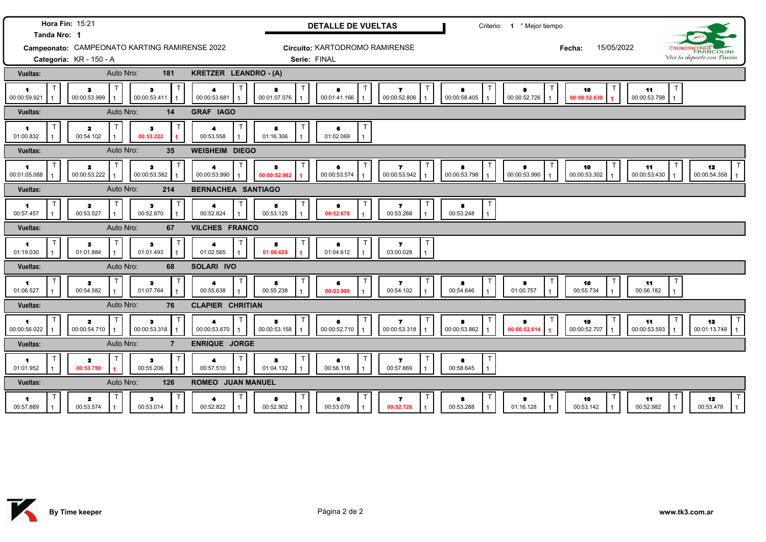**Hora Fin:** 15:21
**Tanda Nro:** 1

## DETALLE DE VUELTAS

Criterio: 1 ° Mejor tiempo

**Campeonato:** CAMPEONATO KARTING RAMIRENSE 2022
**Categoría:** KR - 150 - A

**Circuito:** KARTODROMO RAMIRENSE
**Serie:** FINAL

**Fecha:** 15/05/2022

CRONOMETRAJE FRANCOLINI
*Vivi tu deporte con Pasión*

**Vueltas:** Auto Nro: **181** **KRETZER LEANDRO - (A)**

| Vuelta | 1 | 2 | 3 | 4 | 5 | 6 | 7 | 8 | 9 | 10 | 11 |
|---|---|---|---|---|---|---|---|---|---|---|---|
| Tiempo | 00:00:59.921 | 00:00:53.999 | 00:00:53.411 | 00:00:53.681 | 00:01:07.076 | 00:01:41.166 | 00:00:52.806 | 00:00:58.405 | 00:00:52.726 | **00:00:52.630** | 00:00:53.798 |
| T | 1 | 1 | 1 | 1 | 1 | 1 | 1 | 1 | 1 | **1** | 1 |

**Vueltas:** Auto Nro: **14** **GRAF IAGO**

| Vuelta | 1 | 2 | 3 | 4 | 5 | 6 |
|---|---|---|---|---|---|---|
| Tiempo | 01:00.832 | 00:54.102 | **00:53.222** | 00:53.558 | 01:16.306 | 01:02.069 |
| T | 1 | 1 | **1** | 1 | 1 | 1 |

**Vueltas:** Auto Nro: **35** **WEISHEIM DIEGO**

| Vuelta | 1 | 2 | 3 | 4 | 5 | 6 | 7 | 8 | 9 | 10 | 11 | 12 |
|---|---|---|---|---|---|---|---|---|---|---|---|---|
| Tiempo | 00:01:05.088 | 00:00:53.222 | 00:00:53.382 | 00:00:53.990 | **00:00:52.982** | 00:00:53.574 | 00:00:53.942 | 00:00:53.798 | 00:00:53.990 | 00:00:53.302 | 00:00:53.430 | 00:00:54.358 |
| T | 1 | 1 | 1 | 1 | **1** | 1 | 1 | 1 | 1 | 1 | 1 | 1 |

**Vueltas:** Auto Nro: **214** **BERNACHEA SANTIAGO**

| Vuelta | 1 | 2 | 3 | 4 | 5 | 6 | 7 | 8 |
|---|---|---|---|---|---|---|---|---|
| Tiempo | 00:57.457 | 00:53.527 | 00:52.870 | 00:52.824 | 00:53.125 | **00:52.678** | 00:53.268 | 00:53.248 |
| T | 1 | 1 | 1 | 1 | 1 | **1** | 1 | 1 |

**Vueltas:** Auto Nro: **67** **VILCHES FRANCO**

| Vuelta | 1 | 2 | 3 | 4 | 5 | 6 | 7 |
|---|---|---|---|---|---|---|---|
| Tiempo | 01:19.030 | 01:01.884 | 01:01.493 | 01:02.565 | **01:00.629** | 01:04.612 | 03:00.028 |
| T | 1 | 1 | 1 | 1 | **1** | 1 | 1 |

**Vueltas:** Auto Nro: **68** **SOLARI IVO**

| Vuelta | 1 | 2 | 3 | 4 | 5 | 6 | 7 | 8 | 9 | 10 | 11 |
|---|---|---|---|---|---|---|---|---|---|---|---|
| Tiempo | 01:06.527 | 00:54.582 | 01:07.764 | 00:55.638 | 00:55.238 | **00:53.990** | 00:54.102 | 00:54.646 | 01:00.757 | 00:55.734 | 00:56.182 |
| T | 1 | 1 | 1 | 1 | 1 | **1** | 1 | 1 | 1 | 1 | 1 |

**Vueltas:** Auto Nro: **76** **CLAPIER CHRITIAN**

| Vuelta | 1 | 2 | 3 | 4 | 5 | 6 | 7 | 8 | 9 | 10 | 11 | 12 |
|---|---|---|---|---|---|---|---|---|---|---|---|---|
| Tiempo | 00:00:56.022 | 00:00:54.710 | 00:00:53.318 | 00:00:53.670 | 00:00:53.158 | 00:00:52.710 | 00:00:53.318 | 00:00:53.862 | **00:00:52.614** | 00:00:52.707 | 00:00:53.593 | 00:01:13.748 |
| T | 1 | 1 | 1 | 1 | 1 | 1 | 1 | 1 | **1** | 1 | 1 | 1 |

**Vueltas:** Auto Nro: **7** **ENRIQUE JORGE**

| Vuelta | 1 | 2 | 3 | 4 | 5 | 6 | 7 | 8 |
|---|---|---|---|---|---|---|---|---|
| Tiempo | 01:01.952 | **00:53.750** | 00:55.206 | 00:57.510 | 01:04.132 | 00:56.118 | 00:57.669 | 00:58.645 |
| T | 1 | **1** | 1 | 1 | 1 | 1 | 1 | 1 |

**Vueltas:** Auto Nro: **126** **ROMEO JUAN MANUEL**

| Vuelta | 1 | 2 | 3 | 4 | 5 | 6 | 7 | 8 | 9 | 10 | 11 | 12 |
|---|---|---|---|---|---|---|---|---|---|---|---|---|
| Tiempo | 00:57.889 | 00:53.574 | 00:53.014 | 00:52.822 | 00:52.902 | 00:53.079 | **00:52.726** | 00:53.288 | 01:16.128 | 00:53.142 | 00:52.982 | 00:53.478 |
| T | 1 | 1 | 1 | 1 | 1 | 1 | **1** | 1 | 1 | 1 | 1 | 1 |

**By Time keeper** www.tk3.com.ar